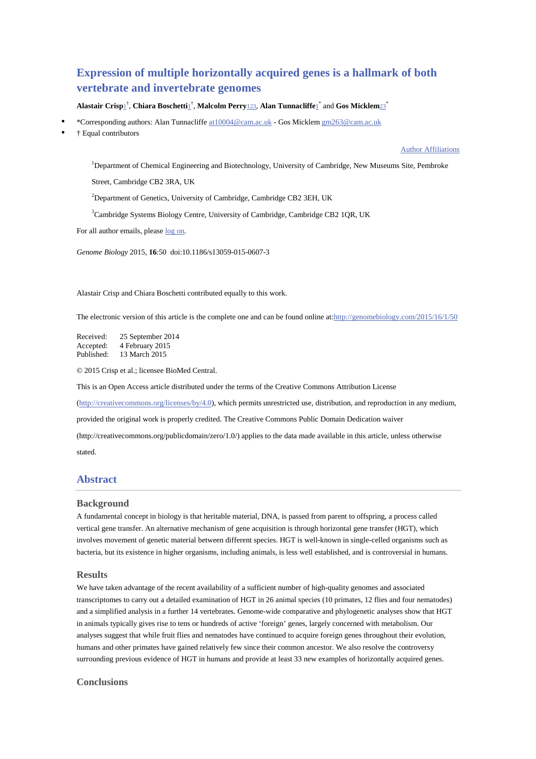# Expression of multiple horizontally acquired genes is a hallmark of both vertebrate and invertebrate genomes

**Alastair Crisp**[1]†, **Chiara Boschetti**[1]†, **Malcolm Perry**[123], **Alan Tunnacliffe**[1]* and **Gos Micklem**[23]*

- *Corresponding authors: Alan Tunnacliffe at10004@cam.ac.uk - Gos Micklem gm263@cam.ac.uk
- † Equal contributors

Author Affiliations

[1]Department of Chemical Engineering and Biotechnology, University of Cambridge, New Museums Site, Pembroke Street, Cambridge CB2 3RA, UK

[2]Department of Genetics, University of Cambridge, Cambridge CB2 3EH, UK

[3]Cambridge Systems Biology Centre, University of Cambridge, Cambridge CB2 1QR, UK

For all author emails, please log on.

*Genome Biology* 2015, **16**:50 doi:10.1186/s13059-015-0607-3

Alastair Crisp and Chiara Boschetti contributed equally to this work.

The electronic version of this article is the complete one and can be found online at:http://genomebiology.com/2015/16/1/50

Received: 25 September 2014
Accepted: 4 February 2015
Published: 13 March 2015

© 2015 Crisp et al.; licensee BioMed Central.

This is an Open Access article distributed under the terms of the Creative Commons Attribution License (http://creativecommons.org/licenses/by/4.0), which permits unrestricted use, distribution, and reproduction in any medium, provided the original work is properly credited. The Creative Commons Public Domain Dedication waiver (http://creativecommons.org/publicdomain/zero/1.0/) applies to the data made available in this article, unless otherwise stated.

## Abstract

### Background

A fundamental concept in biology is that heritable material, DNA, is passed from parent to offspring, a process called vertical gene transfer. An alternative mechanism of gene acquisition is through horizontal gene transfer (HGT), which involves movement of genetic material between different species. HGT is well-known in single-celled organisms such as bacteria, but its existence in higher organisms, including animals, is less well established, and is controversial in humans.

### Results

We have taken advantage of the recent availability of a sufficient number of high-quality genomes and associated transcriptomes to carry out a detailed examination of HGT in 26 animal species (10 primates, 12 flies and four nematodes) and a simplified analysis in a further 14 vertebrates. Genome-wide comparative and phylogenetic analyses show that HGT in animals typically gives rise to tens or hundreds of active 'foreign' genes, largely concerned with metabolism. Our analyses suggest that while fruit flies and nematodes have continued to acquire foreign genes throughout their evolution, humans and other primates have gained relatively few since their common ancestor. We also resolve the controversy surrounding previous evidence of HGT in humans and provide at least 33 new examples of horizontally acquired genes.

### Conclusions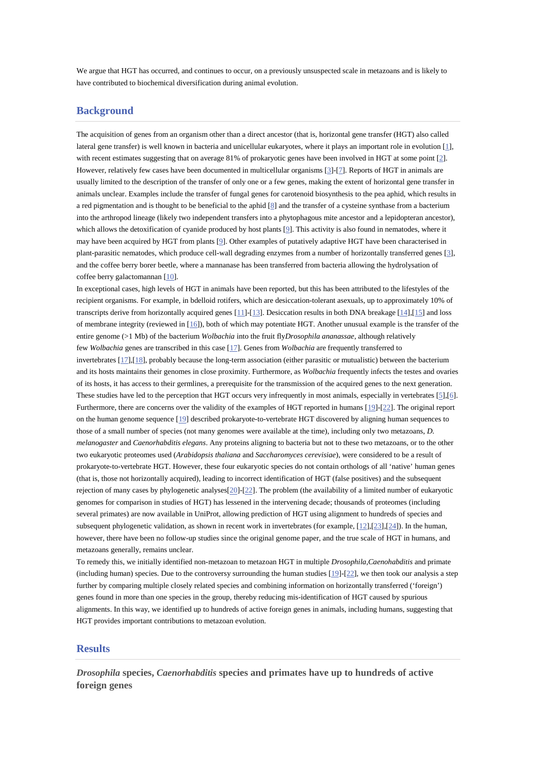We argue that HGT has occurred, and continues to occur, on a previously unsuspected scale in metazoans and is likely to have contributed to biochemical diversification during animal evolution.

## Background

The acquisition of genes from an organism other than a direct ancestor (that is, horizontal gene transfer (HGT) also called lateral gene transfer) is well known in bacteria and unicellular eukaryotes, where it plays an important role in evolution [1], with recent estimates suggesting that on average 81% of prokaryotic genes have been involved in HGT at some point [2]. However, relatively few cases have been documented in multicellular organisms [3]-[7]. Reports of HGT in animals are usually limited to the description of the transfer of only one or a few genes, making the extent of horizontal gene transfer in animals unclear. Examples include the transfer of fungal genes for carotenoid biosynthesis to the pea aphid, which results in a red pigmentation and is thought to be beneficial to the aphid [8] and the transfer of a cysteine synthase from a bacterium into the arthropod lineage (likely two independent transfers into a phytophagous mite ancestor and a lepidopteran ancestor), which allows the detoxification of cyanide produced by host plants [9]. This activity is also found in nematodes, where it may have been acquired by HGT from plants [9]. Other examples of putatively adaptive HGT have been characterised in plant-parasitic nematodes, which produce cell-wall degrading enzymes from a number of horizontally transferred genes [3], and the coffee berry borer beetle, where a mannanase has been transferred from bacteria allowing the hydrolysation of coffee berry galactomannan [10].

In exceptional cases, high levels of HGT in animals have been reported, but this has been attributed to the lifestyles of the recipient organisms. For example, in bdelloid rotifers, which are desiccation-tolerant asexuals, up to approximately 10% of transcripts derive from horizontally acquired genes [11]-[13]. Desiccation results in both DNA breakage [14],[15] and loss of membrane integrity (reviewed in [16]), both of which may potentiate HGT. Another unusual example is the transfer of the entire genome (>1 Mb) of the bacterium *Wolbachia* into the fruit fly*Drosophila ananassae*, although relatively few *Wolbachia* genes are transcribed in this case [17]. Genes from *Wolbachia* are frequently transferred to invertebrates [17],[18], probably because the long-term association (either parasitic or mutualistic) between the bacterium and its hosts maintains their genomes in close proximity. Furthermore, as *Wolbachia* frequently infects the testes and ovaries of its hosts, it has access to their germlines, a prerequisite for the transmission of the acquired genes to the next generation. These studies have led to the perception that HGT occurs very infrequently in most animals, especially in vertebrates [5],[6]. Furthermore, there are concerns over the validity of the examples of HGT reported in humans [19]-[22]. The original report on the human genome sequence [19] described prokaryote-to-vertebrate HGT discovered by aligning human sequences to those of a small number of species (not many genomes were available at the time), including only two metazoans, *D. melanogaster* and *Caenorhabditis elegans*. Any proteins aligning to bacteria but not to these two metazoans, or to the other two eukaryotic proteomes used (*Arabidopsis thaliana* and *Saccharomyces cerevisiae*), were considered to be a result of prokaryote-to-vertebrate HGT. However, these four eukaryotic species do not contain orthologs of all 'native' human genes (that is, those not horizontally acquired), leading to incorrect identification of HGT (false positives) and the subsequent rejection of many cases by phylogenetic analyses[20]-[22]. The problem (the availability of a limited number of eukaryotic genomes for comparison in studies of HGT) has lessened in the intervening decade; thousands of proteomes (including several primates) are now available in UniProt, allowing prediction of HGT using alignment to hundreds of species and subsequent phylogenetic validation, as shown in recent work in invertebrates (for example, [12],[23],[24]). In the human, however, there have been no follow-up studies since the original genome paper, and the true scale of HGT in humans, and metazoans generally, remains unclear.

To remedy this, we initially identified non-metazoan to metazoan HGT in multiple *Drosophila*,*Caenohabditis* and primate (including human) species. Due to the controversy surrounding the human studies [19]-[22], we then took our analysis a step further by comparing multiple closely related species and combining information on horizontally transferred ('foreign') genes found in more than one species in the group, thereby reducing mis-identification of HGT caused by spurious alignments. In this way, we identified up to hundreds of active foreign genes in animals, including humans, suggesting that HGT provides important contributions to metazoan evolution.

## Results

### *Drosophila* species, *Caenorhabditis* species and primates have up to hundreds of active foreign genes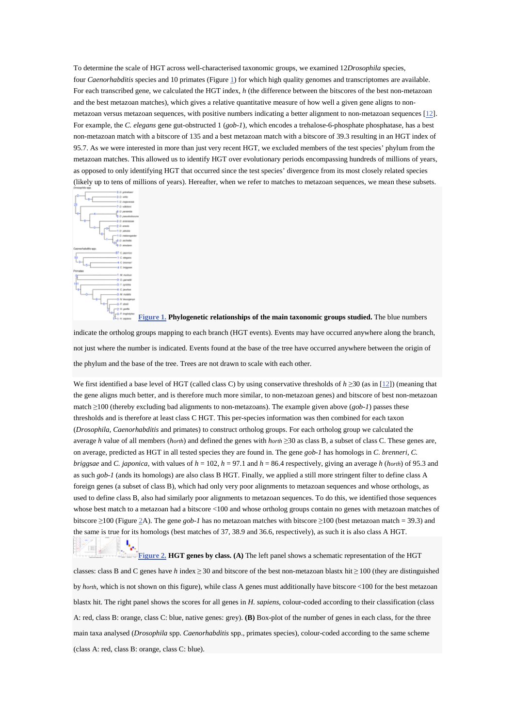To determine the scale of HGT across well-characterised taxonomic groups, we examined 12*Drosophila* species, four *Caenorhabditis* species and 10 primates (Figure 1) for which high quality genomes and transcriptomes are available. For each transcribed gene, we calculated the HGT index, *h* (the difference between the bitscores of the best non-metazoan and the best metazoan matches), which gives a relative quantitative measure of how well a given gene aligns to non-metazoan versus metazoan sequences, with positive numbers indicating a better alignment to non-metazoan sequences [12]. For example, the *C. elegans* gene gut-obstructed 1 (*gob-1*), which encodes a trehalose-6-phosphate phosphatase, has a best non-metazoan match with a bitscore of 135 and a best metazoan match with a bitscore of 39.3 resulting in an HGT index of 95.7. As we were interested in more than just very recent HGT, we excluded members of the test species' phylum from the metazoan matches. This allowed us to identify HGT over evolutionary periods encompassing hundreds of millions of years, as opposed to only identifying HGT that occurred since the test species' divergence from its most closely related species (likely up to tens of millions of years). Hereafter, when we refer to matches to metazoan sequences, we mean these subsets.

**Figure 1. Phylogenetic relationships of the main taxonomic groups studied.** The blue numbers indicate the ortholog groups mapping to each branch (HGT events). Events may have occurred anywhere along the branch, not just where the number is indicated. Events found at the base of the tree have occurred anywhere between the origin of the phylum and the base of the tree. Trees are not drawn to scale with each other.

We first identified a base level of HGT (called class C) by using conservative thresholds of $h \geq 30$ (as in [12]) (meaning that the gene aligns much better, and is therefore much more similar, to non-metazoan genes) and bitscore of best non-metazoan match $\geq 100$ (thereby excluding bad alignments to non-metazoans). The example given above (*gob-1*) passes these thresholds and is therefore at least class C HGT. This per-species information was then combined for each taxon (*Drosophila*, *Caenorhabditis* and primates) to construct ortholog groups. For each ortholog group we calculated the average *h* value of all members ($h_{orth}$) and defined the genes with $h_{orth} \geq 30$ as class B, a subset of class C. These genes are, on average, predicted as HGT in all tested species they are found in. The gene *gob-1* has homologs in *C. brenneri*, *C. briggsae* and *C. japonica*, with values of $h = 102$, $h = 97.1$ and $h = 86.4$ respectively, giving an average *h* ($h_{orth}$) of 95.3 and as such *gob-1* (ands its homologs) are also class B HGT. Finally, we applied a still more stringent filter to define class A foreign genes (a subset of class B), which had only very poor alignments to metazoan sequences and whose orthologs, as used to define class B, also had similarly poor alignments to metazoan sequences. To do this, we identified those sequences whose best match to a metazoan had a bitscore <100 and whose ortholog groups contain no genes with metazoan matches of bitscore $\geq 100$ (Figure 2A). The gene *gob-1* has no metazoan matches with bitscore $\geq 100$ (best metazoan match = 39.3) and the same is true for its homologs (best matches of 37, 38.9 and 36.6, respectively), as such it is also class A HGT.

**Figure 2. HGT genes by class. (A)** The left panel shows a schematic representation of the HGT classes: class B and C genes have *h* index $\geq 30$ and bitscore of the best non-metazoan blastx hit $\geq 100$ (they are distinguished by $h_{orth}$, which is not shown on this figure), while class A genes must additionally have bitscore <100 for the best metazoan blastx hit. The right panel shows the scores for all genes in *H. sapiens*, colour-coded according to their classification (class A: red, class B: orange, class C: blue, native genes: grey). **(B)** Box-plot of the number of genes in each class, for the three main taxa analysed (*Drosophila* spp. *Caenorhabditis* spp., primates species), colour-coded according to the same scheme (class A: red, class B: orange, class C: blue).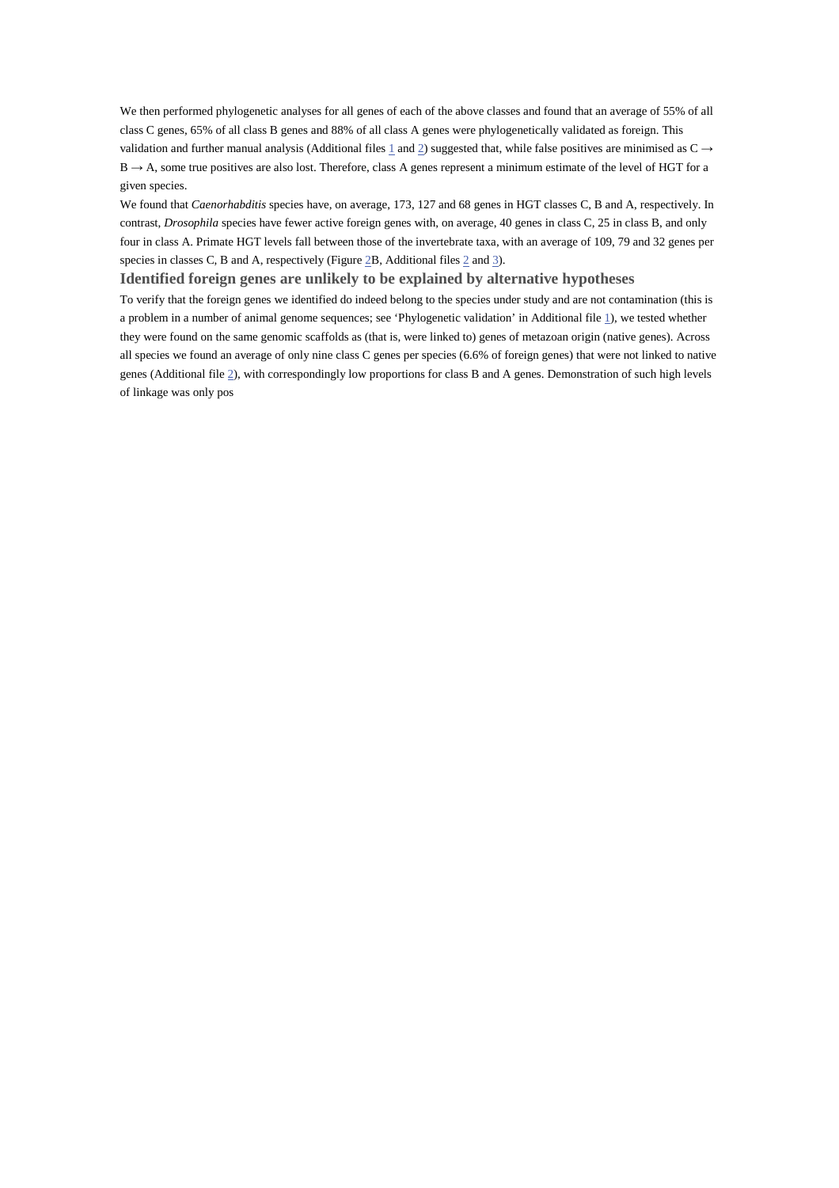We then performed phylogenetic analyses for all genes of each of the above classes and found that an average of 55% of all class C genes, 65% of all class B genes and 88% of all class A genes were phylogenetically validated as foreign. This validation and further manual analysis (Additional files 1 and 2) suggested that, while false positives are minimised as C → B → A, some true positives are also lost. Therefore, class A genes represent a minimum estimate of the level of HGT for a given species.

We found that *Caenorhabditis* species have, on average, 173, 127 and 68 genes in HGT classes C, B and A, respectively. In contrast, *Drosophila* species have fewer active foreign genes with, on average, 40 genes in class C, 25 in class B, and only four in class A. Primate HGT levels fall between those of the invertebrate taxa, with an average of 109, 79 and 32 genes per species in classes C, B and A, respectively (Figure 2B, Additional files 2 and 3).

## Identified foreign genes are unlikely to be explained by alternative hypotheses

To verify that the foreign genes we identified do indeed belong to the species under study and are not contamination (this is a problem in a number of animal genome sequences; see 'Phylogenetic validation' in Additional file 1), we tested whether they were found on the same genomic scaffolds as (that is, were linked to) genes of metazoan origin (native genes). Across all species we found an average of only nine class C genes per species (6.6% of foreign genes) that were not linked to native genes (Additional file 2), with correspondingly low proportions for class B and A genes. Demonstration of such high levels of linkage was only pos